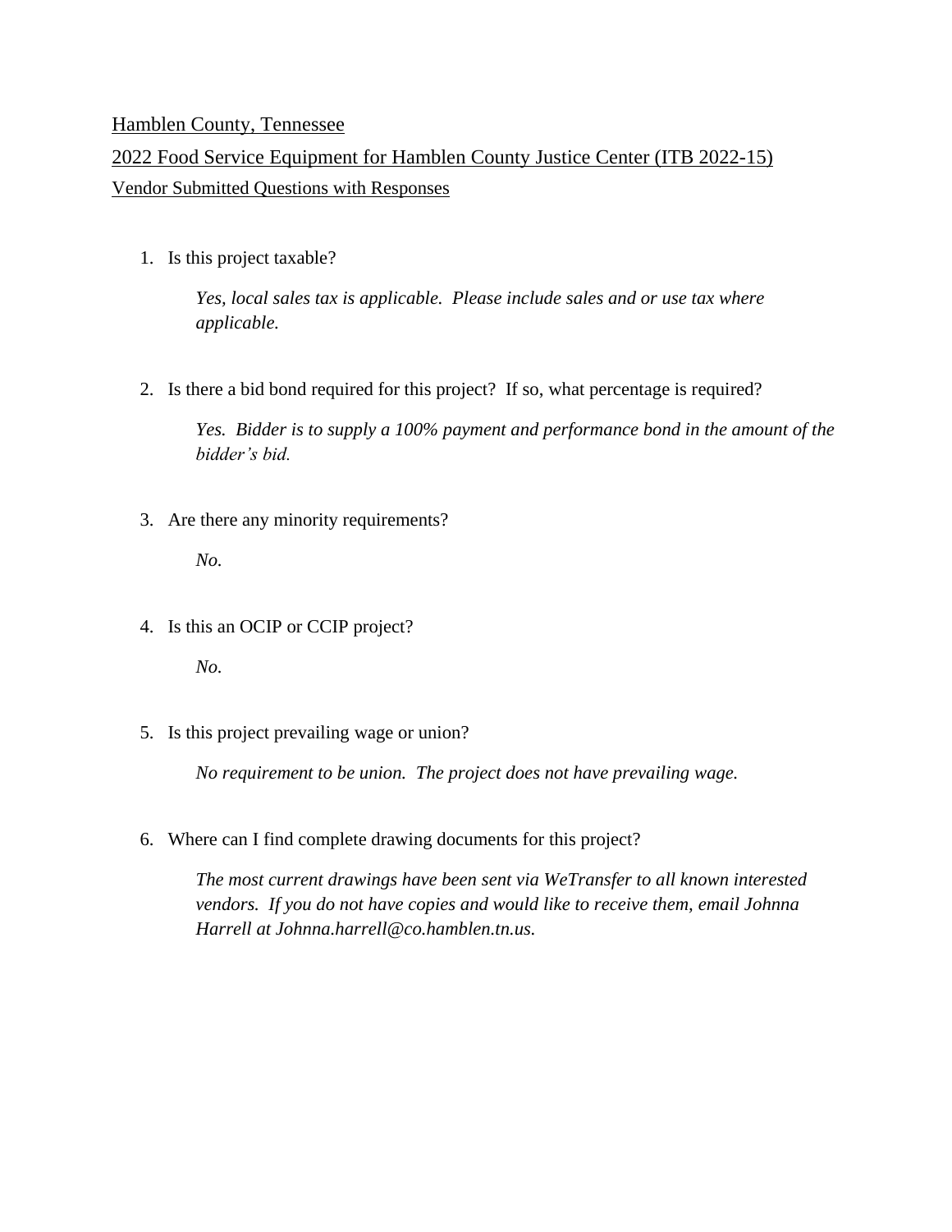Hamblen County, Tennessee

2022 Food Service Equipment for Hamblen County Justice Center (ITB 2022-15)

Vendor Submitted Questions with Responses

1. Is this project taxable?

   *Yes, local sales tax is applicable. Please include sales and or use tax where applicable.*

2. Is there a bid bond required for this project? If so, what percentage is required?

   *Yes. Bidder is to supply a 100% payment and performance bond in the amount of the bidder's bid.*

3. Are there any minority requirements?

   *No.*

4. Is this an OCIP or CCIP project?

   *No.*

5. Is this project prevailing wage or union?

   *No requirement to be union. The project does not have prevailing wage.*

6. Where can I find complete drawing documents for this project?

   *The most current drawings have been sent via WeTransfer to all known interested vendors. If you do not have copies and would like to receive them, email Johnna Harrell at Johnna.harrell@co.hamblen.tn.us.*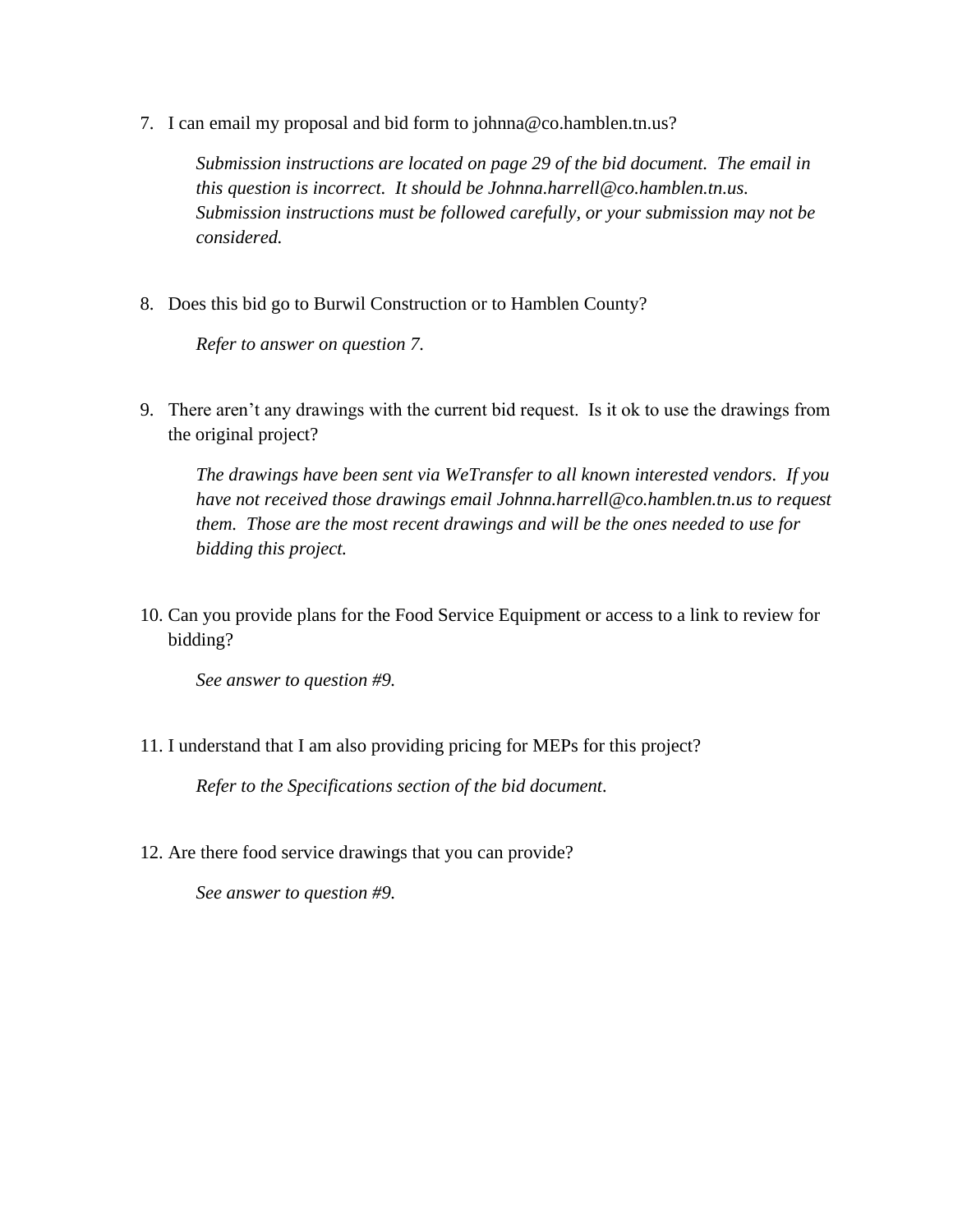7. I can email my proposal and bid form to johnna@co.hamblen.tn.us?

   *Submission instructions are located on page 29 of the bid document. The email in this question is incorrect. It should be Johnna.harrell@co.hamblen.tn.us. Submission instructions must be followed carefully, or your submission may not be considered.*

8. Does this bid go to Burwil Construction or to Hamblen County?

   *Refer to answer on question 7.*

9. There aren't any drawings with the current bid request. Is it ok to use the drawings from the original project?

   *The drawings have been sent via WeTransfer to all known interested vendors. If you have not received those drawings email Johnna.harrell@co.hamblen.tn.us to request them. Those are the most recent drawings and will be the ones needed to use for bidding this project.*

10. Can you provide plans for the Food Service Equipment or access to a link to review for bidding?

    *See answer to question #9.*

11. I understand that I am also providing pricing for MEPs for this project?

    *Refer to the Specifications section of the bid document.*

12. Are there food service drawings that you can provide?

    *See answer to question #9.*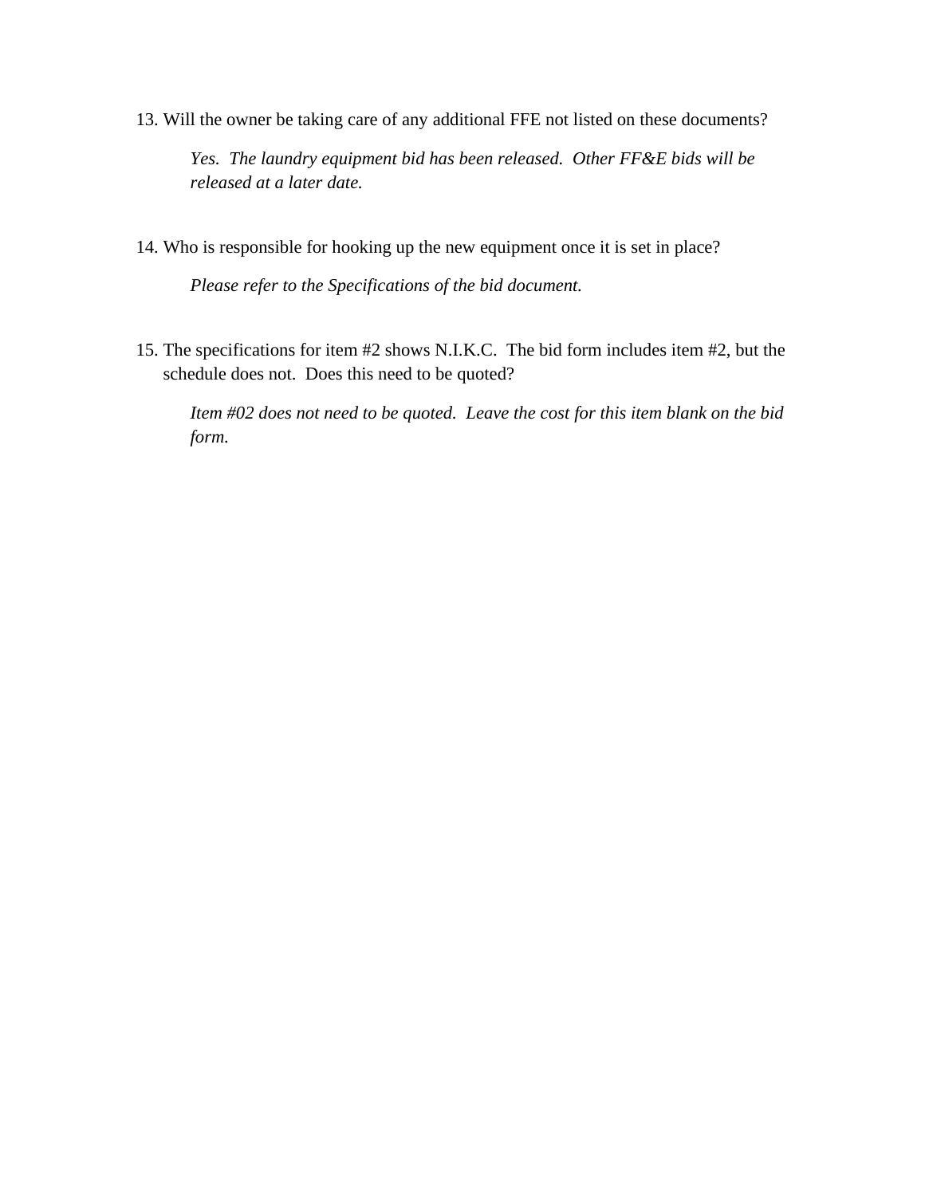13. Will the owner be taking care of any additional FFE not listed on these documents?

    *Yes. The laundry equipment bid has been released. Other FF&E bids will be released at a later date.*

14. Who is responsible for hooking up the new equipment once it is set in place?

    *Please refer to the Specifications of the bid document.*

15. The specifications for item #2 shows N.I.K.C. The bid form includes item #2, but the schedule does not. Does this need to be quoted?

    *Item #02 does not need to be quoted. Leave the cost for this item blank on the bid form.*